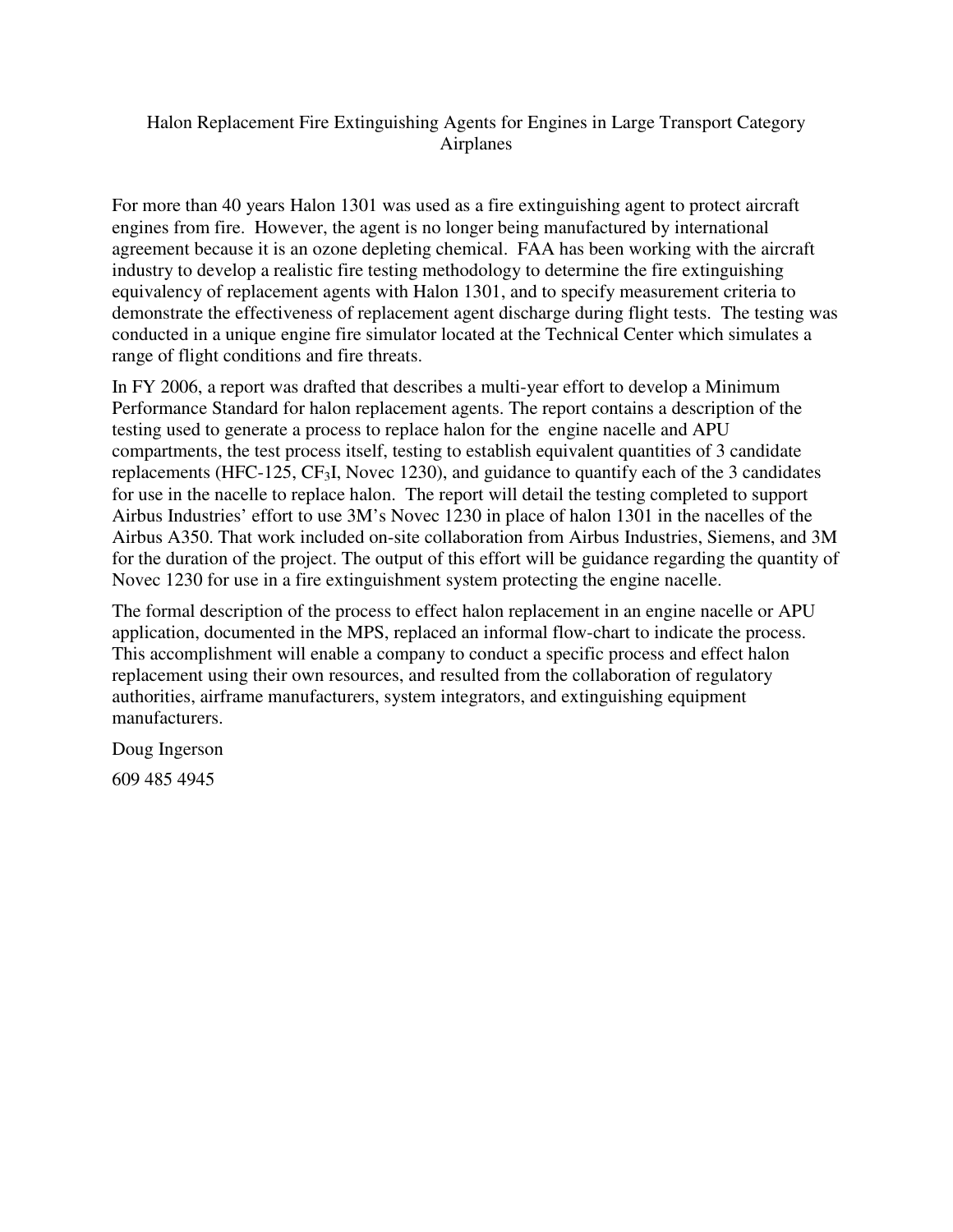# Halon Replacement Fire Extinguishing Agents for Engines in Large Transport Category Airplanes

For more than 40 years Halon 1301 was used as a fire extinguishing agent to protect aircraft engines from fire. However, the agent is no longer being manufactured by international agreement because it is an ozone depleting chemical. FAA has been working with the aircraft industry to develop a realistic fire testing methodology to determine the fire extinguishing equivalency of replacement agents with Halon 1301, and to specify measurement criteria to demonstrate the effectiveness of replacement agent discharge during flight tests. The testing was conducted in a unique engine fire simulator located at the Technical Center which simulates a range of flight conditions and fire threats.

In FY 2006, a report was drafted that describes a multi-year effort to develop a Minimum Performance Standard for halon replacement agents. The report contains a description of the testing used to generate a process to replace halon for the engine nacelle and APU compartments, the test process itself, testing to establish equivalent quantities of 3 candidate replacements (HFC-125, $CF_3I$, Novec 1230), and guidance to quantify each of the 3 candidates for use in the nacelle to replace halon. The report will detail the testing completed to support Airbus Industries' effort to use 3M's Novec 1230 in place of halon 1301 in the nacelles of the Airbus A350. That work included on-site collaboration from Airbus Industries, Siemens, and 3M for the duration of the project. The output of this effort will be guidance regarding the quantity of Novec 1230 for use in a fire extinguishment system protecting the engine nacelle.

The formal description of the process to effect halon replacement in an engine nacelle or APU application, documented in the MPS, replaced an informal flow-chart to indicate the process. This accomplishment will enable a company to conduct a specific process and effect halon replacement using their own resources, and resulted from the collaboration of regulatory authorities, airframe manufacturers, system integrators, and extinguishing equipment manufacturers.

Doug Ingerson

609 485 4945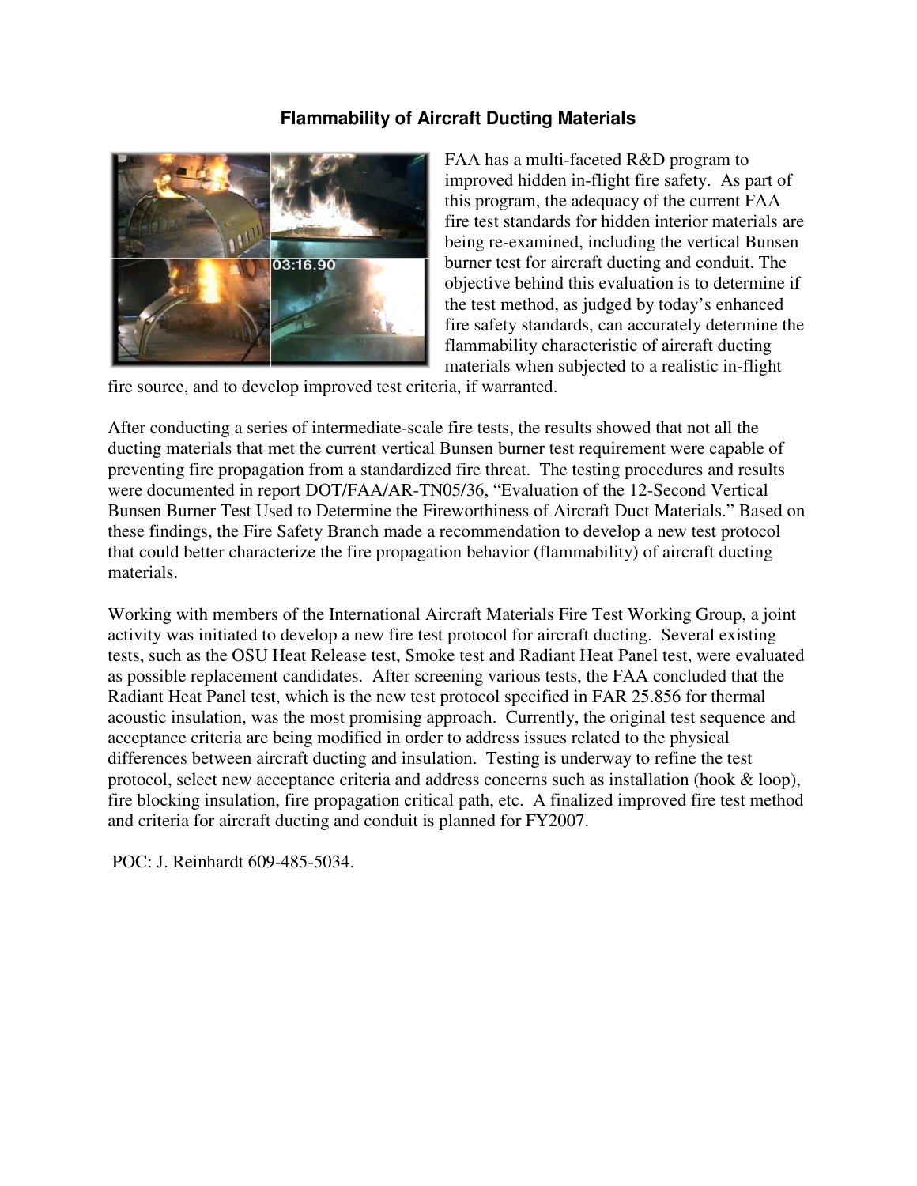## Flammability of Aircraft Ducting Materials

FAA has a multi-faceted R&D program to improved hidden in-flight fire safety. As part of this program, the adequacy of the current FAA fire test standards for hidden interior materials are being re-examined, including the vertical Bunsen burner test for aircraft ducting and conduit. The objective behind this evaluation is to determine if the test method, as judged by today's enhanced fire safety standards, can accurately determine the flammability characteristic of aircraft ducting materials when subjected to a realistic in-flight fire source, and to develop improved test criteria, if warranted.

After conducting a series of intermediate-scale fire tests, the results showed that not all the ducting materials that met the current vertical Bunsen burner test requirement were capable of preventing fire propagation from a standardized fire threat. The testing procedures and results were documented in report DOT/FAA/AR-TN05/36, "Evaluation of the 12-Second Vertical Bunsen Burner Test Used to Determine the Fireworthiness of Aircraft Duct Materials." Based on these findings, the Fire Safety Branch made a recommendation to develop a new test protocol that could better characterize the fire propagation behavior (flammability) of aircraft ducting materials.

Working with members of the International Aircraft Materials Fire Test Working Group, a joint activity was initiated to develop a new fire test protocol for aircraft ducting. Several existing tests, such as the OSU Heat Release test, Smoke test and Radiant Heat Panel test, were evaluated as possible replacement candidates. After screening various tests, the FAA concluded that the Radiant Heat Panel test, which is the new test protocol specified in FAR 25.856 for thermal acoustic insulation, was the most promising approach. Currently, the original test sequence and acceptance criteria are being modified in order to address issues related to the physical differences between aircraft ducting and insulation. Testing is underway to refine the test protocol, select new acceptance criteria and address concerns such as installation (hook & loop), fire blocking insulation, fire propagation critical path, etc. A finalized improved fire test method and criteria for aircraft ducting and conduit is planned for FY2007.

POC: J. Reinhardt 609-485-5034.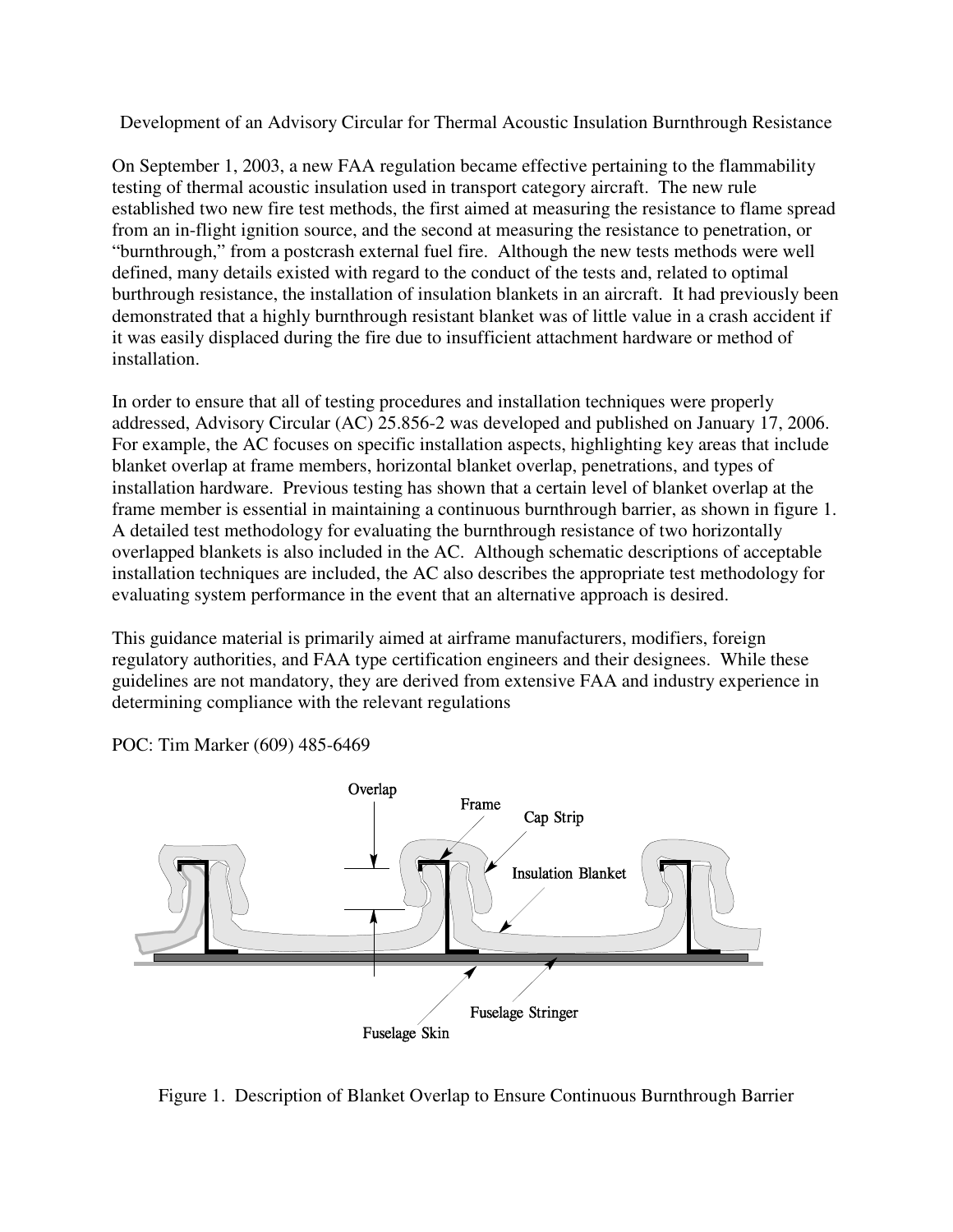# Development of an Advisory Circular for Thermal Acoustic Insulation Burnthrough Resistance

On September 1, 2003, a new FAA regulation became effective pertaining to the flammability testing of thermal acoustic insulation used in transport category aircraft. The new rule established two new fire test methods, the first aimed at measuring the resistance to flame spread from an in-flight ignition source, and the second at measuring the resistance to penetration, or "burnthrough," from a postcrash external fuel fire. Although the new tests methods were well defined, many details existed with regard to the conduct of the tests and, related to optimal burthrough resistance, the installation of insulation blankets in an aircraft. It had previously been demonstrated that a highly burnthrough resistant blanket was of little value in a crash accident if it was easily displaced during the fire due to insufficient attachment hardware or method of installation.

In order to ensure that all of testing procedures and installation techniques were properly addressed, Advisory Circular (AC) 25.856-2 was developed and published on January 17, 2006. For example, the AC focuses on specific installation aspects, highlighting key areas that include blanket overlap at frame members, horizontal blanket overlap, penetrations, and types of installation hardware. Previous testing has shown that a certain level of blanket overlap at the frame member is essential in maintaining a continuous burnthrough barrier, as shown in figure 1. A detailed test methodology for evaluating the burnthrough resistance of two horizontally overlapped blankets is also included in the AC. Although schematic descriptions of acceptable installation techniques are included, the AC also describes the appropriate test methodology for evaluating system performance in the event that an alternative approach is desired.

This guidance material is primarily aimed at airframe manufacturers, modifiers, foreign regulatory authorities, and FAA type certification engineers and their designees. While these guidelines are not mandatory, they are derived from extensive FAA and industry experience in determining compliance with the relevant regulations

POC: Tim Marker (609) 485-6469

Figure 1. Description of Blanket Overlap to Ensure Continuous Burnthrough Barrier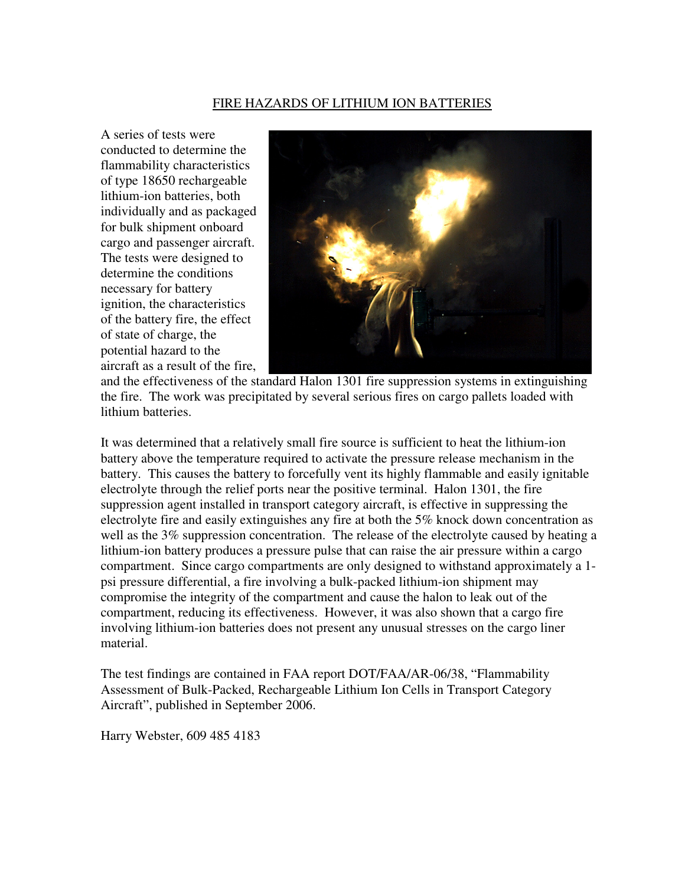# FIRE HAZARDS OF LITHIUM ION BATTERIES

A series of tests were conducted to determine the flammability characteristics of type 18650 rechargeable lithium-ion batteries, both individually and as packaged for bulk shipment onboard cargo and passenger aircraft. The tests were designed to determine the conditions necessary for battery ignition, the characteristics of the battery fire, the effect of state of charge, the potential hazard to the aircraft as a result of the fire, and the effectiveness of the standard Halon 1301 fire suppression systems in extinguishing the fire. The work was precipitated by several serious fires on cargo pallets loaded with lithium batteries.

It was determined that a relatively small fire source is sufficient to heat the lithium-ion battery above the temperature required to activate the pressure release mechanism in the battery. This causes the battery to forcefully vent its highly flammable and easily ignitable electrolyte through the relief ports near the positive terminal. Halon 1301, the fire suppression agent installed in transport category aircraft, is effective in suppressing the electrolyte fire and easily extinguishes any fire at both the 5% knock down concentration as well as the 3% suppression concentration. The release of the electrolyte caused by heating a lithium-ion battery produces a pressure pulse that can raise the air pressure within a cargo compartment. Since cargo compartments are only designed to withstand approximately a 1-psi pressure differential, a fire involving a bulk-packed lithium-ion shipment may compromise the integrity of the compartment and cause the halon to leak out of the compartment, reducing its effectiveness. However, it was also shown that a cargo fire involving lithium-ion batteries does not present any unusual stresses on the cargo liner material.

The test findings are contained in FAA report DOT/FAA/AR-06/38, "Flammability Assessment of Bulk-Packed, Rechargeable Lithium Ion Cells in Transport Category Aircraft", published in September 2006.

Harry Webster, 609 485 4183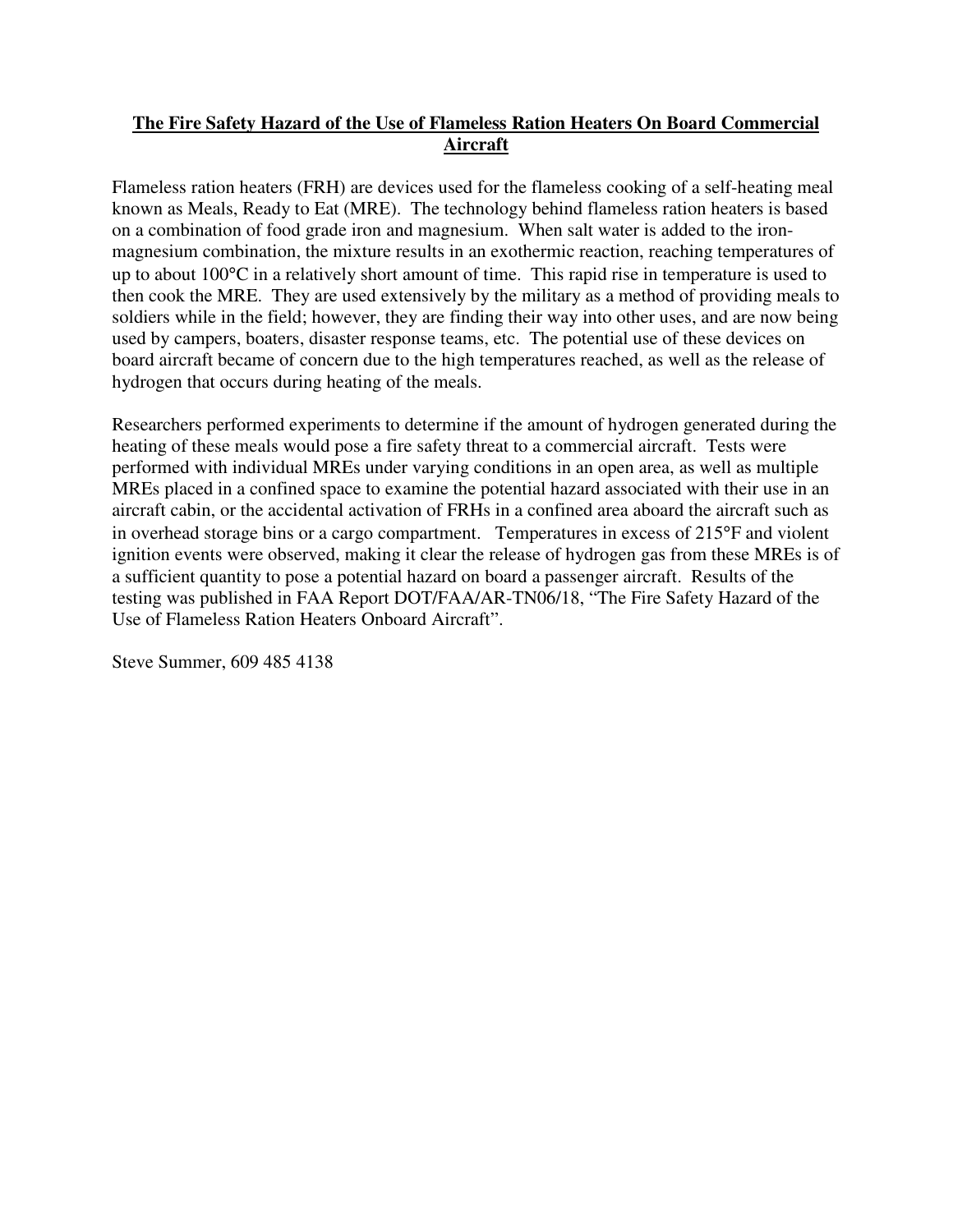**The Fire Safety Hazard of the Use of Flameless Ration Heaters On Board Commercial Aircraft**

Flameless ration heaters (FRH) are devices used for the flameless cooking of a self-heating meal known as Meals, Ready to Eat (MRE). The technology behind flameless ration heaters is based on a combination of food grade iron and magnesium. When salt water is added to the iron-magnesium combination, the mixture results in an exothermic reaction, reaching temperatures of up to about 100°C in a relatively short amount of time. This rapid rise in temperature is used to then cook the MRE. They are used extensively by the military as a method of providing meals to soldiers while in the field; however, they are finding their way into other uses, and are now being used by campers, boaters, disaster response teams, etc. The potential use of these devices on board aircraft became of concern due to the high temperatures reached, as well as the release of hydrogen that occurs during heating of the meals.

Researchers performed experiments to determine if the amount of hydrogen generated during the heating of these meals would pose a fire safety threat to a commercial aircraft. Tests were performed with individual MREs under varying conditions in an open area, as well as multiple MREs placed in a confined space to examine the potential hazard associated with their use in an aircraft cabin, or the accidental activation of FRHs in a confined area aboard the aircraft such as in overhead storage bins or a cargo compartment. Temperatures in excess of 215°F and violent ignition events were observed, making it clear the release of hydrogen gas from these MREs is of a sufficient quantity to pose a potential hazard on board a passenger aircraft. Results of the testing was published in FAA Report DOT/FAA/AR-TN06/18, "The Fire Safety Hazard of the Use of Flameless Ration Heaters Onboard Aircraft".

Steve Summer, 609 485 4138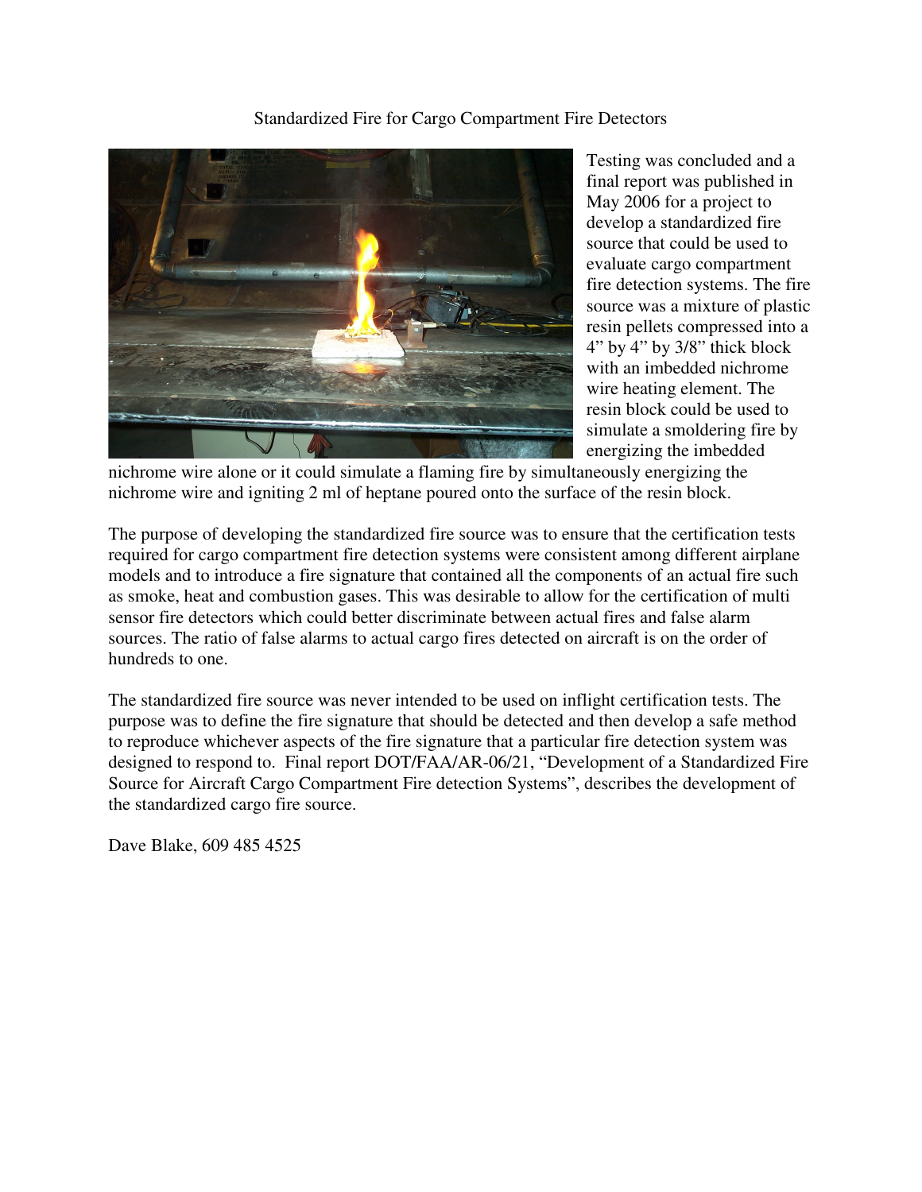# Standardized Fire for Cargo Compartment Fire Detectors

Testing was concluded and a final was published in May 2006 for a project to develop a standardized fire source that could be used to evaluate cargo compartment fire detection systems. The fire source was a mixture of plastic resin pellets compressed into a 4" by 4" by 3/8" thick block with an imbedded nichrome wire heating element. The resin block could be used to simulate a smoldering fire by energizing the imbedded nichrome wire alone or it could simulate a flaming fire by simultaneously energizing the nichrome wire and igniting 2 ml of heptane poured onto the surface of the resin block.

The purpose of developing the standardized fire source was to ensure that the certification tests required for cargo compartment fire detection systems were consistent among different airplane models and to introduce a fire signature that contained all the components of an actual fire such as smoke, heat and combustion gases. This was desirable to allow for the certification of multi sensor fire detectors which could better discriminate between actual fires and false alarm sources. The ratio of false alarms to actual cargo fires detected on aircraft is on the order of hundreds to one.

The standardized fire source was never intended to be used on inflight certification tests. The purpose was to define the fire signature that should be detected and then develop a safe method to reproduce whichever aspects of the fire signature that a particular fire detection system was designed to respond to. Final report DOT/FAA/AR-06/21, "Development of a Standardized Fire Source for Aircraft Cargo Compartment Fire detection Systems", describes the development of the standardized cargo fire source.

Dave Blake, 609 485 4525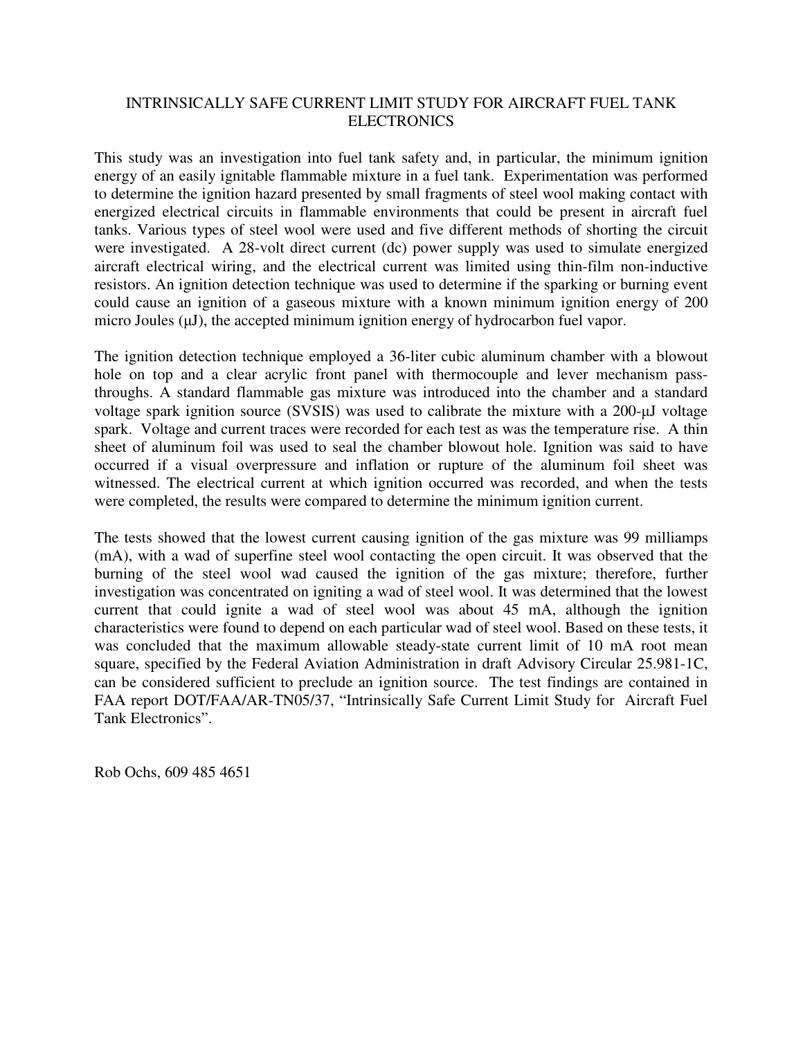# INTRINSICALLY SAFE CURRENT LIMIT STUDY FOR AIRCRAFT FUEL TANK ELECTRONICS

This study was an investigation into fuel tank safety and, in particular, the minimum ignition energy of an easily ignitable flammable mixture in a fuel tank. Experimentation was performed to determine the ignition hazard presented by small fragments of steel wool making contact with energized electrical circuits in flammable environments that could be present in aircraft fuel tanks. Various types of steel wool were used and five different methods of shorting the circuit were investigated. A 28-volt direct current (dc) power supply was used to simulate energized aircraft electrical wiring, and the electrical current was limited using thin-film non-inductive resistors. An ignition detection technique was used to determine if the sparking or burning event could cause an ignition of a gaseous mixture with a known minimum ignition energy of 200 micro Joules (μJ), the accepted minimum ignition energy of hydrocarbon fuel vapor.

The ignition detection technique employed a 36-liter cubic aluminum chamber with a blowout hole on top and a clear acrylic front panel with thermocouple and lever mechanism pass-throughs. A standard flammable gas mixture was introduced into the chamber and a standard voltage spark ignition source (SVSIS) was used to calibrate the mixture with a 200-μJ voltage spark. Voltage and current traces were recorded for each test as was the temperature rise. A thin sheet of aluminum foil was used to seal the chamber blowout hole. Ignition was said to have occurred if a visual overpressure and inflation or rupture of the aluminum foil sheet was witnessed. The electrical current at which ignition occurred was recorded, and when the tests were completed, the results were compared to determine the minimum ignition current.

The tests showed that the lowest current causing ignition of the gas mixture was 99 milliamps (mA), with a wad of superfine steel wool contacting the open circuit. It was observed that the burning of the steel wool wad caused the ignition of the gas mixture; therefore, further investigation was concentrated on igniting a wad of steel wool. It was determined that the lowest current that could ignite a wad of steel wool was about 45 mA, although the ignition characteristics were found to depend on each particular wad of steel wool. Based on these tests, it was concluded that the maximum allowable steady-state current limit of 10 mA root mean square, specified by the Federal Aviation Administration in draft Advisory Circular 25.981-1C, can be considered sufficient to preclude an ignition source. The test findings are contained in FAA report DOT/FAA/AR-TN05/37, "Intrinsically Safe Current Limit Study for Aircraft Fuel Tank Electronics".

Rob Ochs, 609 485 4651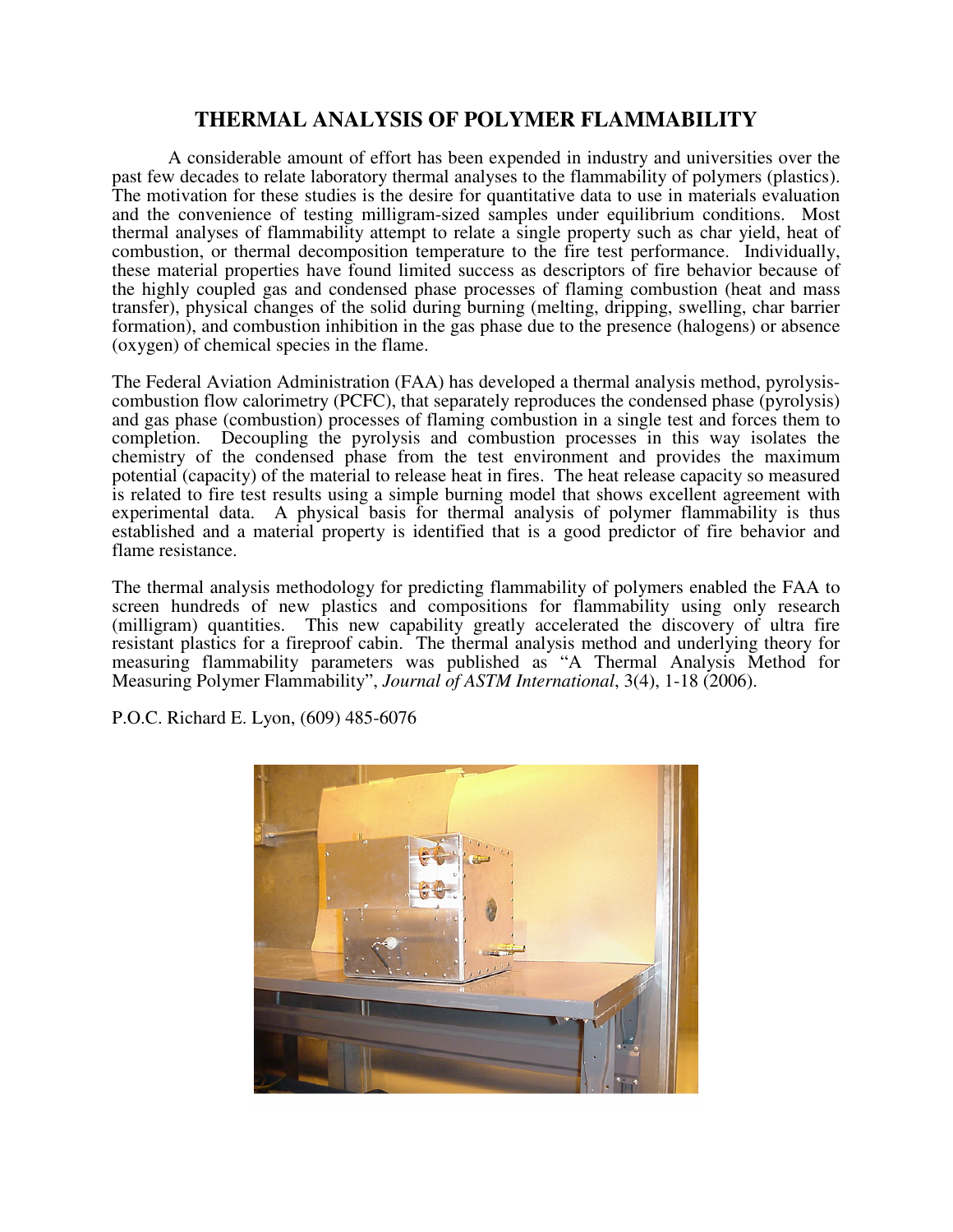# THERMAL ANALYSIS OF POLYMER FLAMMABILITY

A considerable amount of effort has been expended in industry and universities over the past few decades to relate laboratory thermal analyses to the flammability of polymers (plastics). The motivation for these studies is the desire for quantitative data to use in materials evaluation and the convenience of testing milligram-sized samples under equilibrium conditions. Most thermal analyses of flammability attempt to relate a single property such as char yield, heat of combustion, or thermal decomposition temperature to the fire test performance. Individually, these material properties have found limited success as descriptors of fire behavior because of the highly coupled gas and condensed phase processes of flaming combustion (heat and mass transfer), physical changes of the solid during burning (melting, dripping, swelling, char barrier formation), and combustion inhibition in the gas phase due to the presence (halogens) or absence (oxygen) of chemical species in the flame.

The Federal Aviation Administration (FAA) has developed a thermal analysis method, pyrolysis-combustion flow calorimetry (PCFC), that separately reproduces the condensed phase (pyrolysis) and gas phase (combustion) processes of flaming combustion in a single test and forces them to completion. Decoupling the pyrolysis and combustion processes in this way isolates the chemistry of the condensed phase from the test environment and provides the maximum potential (capacity) of the material to release heat in fires. The heat release capacity so measured is related to fire test results using a simple burning model that shows excellent agreement with experimental data. A physical basis for thermal analysis of polymer flammability is thus established and a material property is identified that is a good predictor of fire behavior and flame resistance.

The thermal analysis methodology for predicting flammability of polymers enabled the FAA to screen hundreds of new plastics and compositions for flammability using only research (milligram) quantities. This new capability greatly accelerated the discovery of ultra fire resistant plastics for a fireproof cabin. The thermal analysis method and underlying theory for measuring flammability parameters was published as "A Thermal Analysis Method for Measuring Polymer Flammability", *Journal of ASTM International*, 3(4), 1-18 (2006).

P.O.C. Richard E. Lyon, (609) 485-6076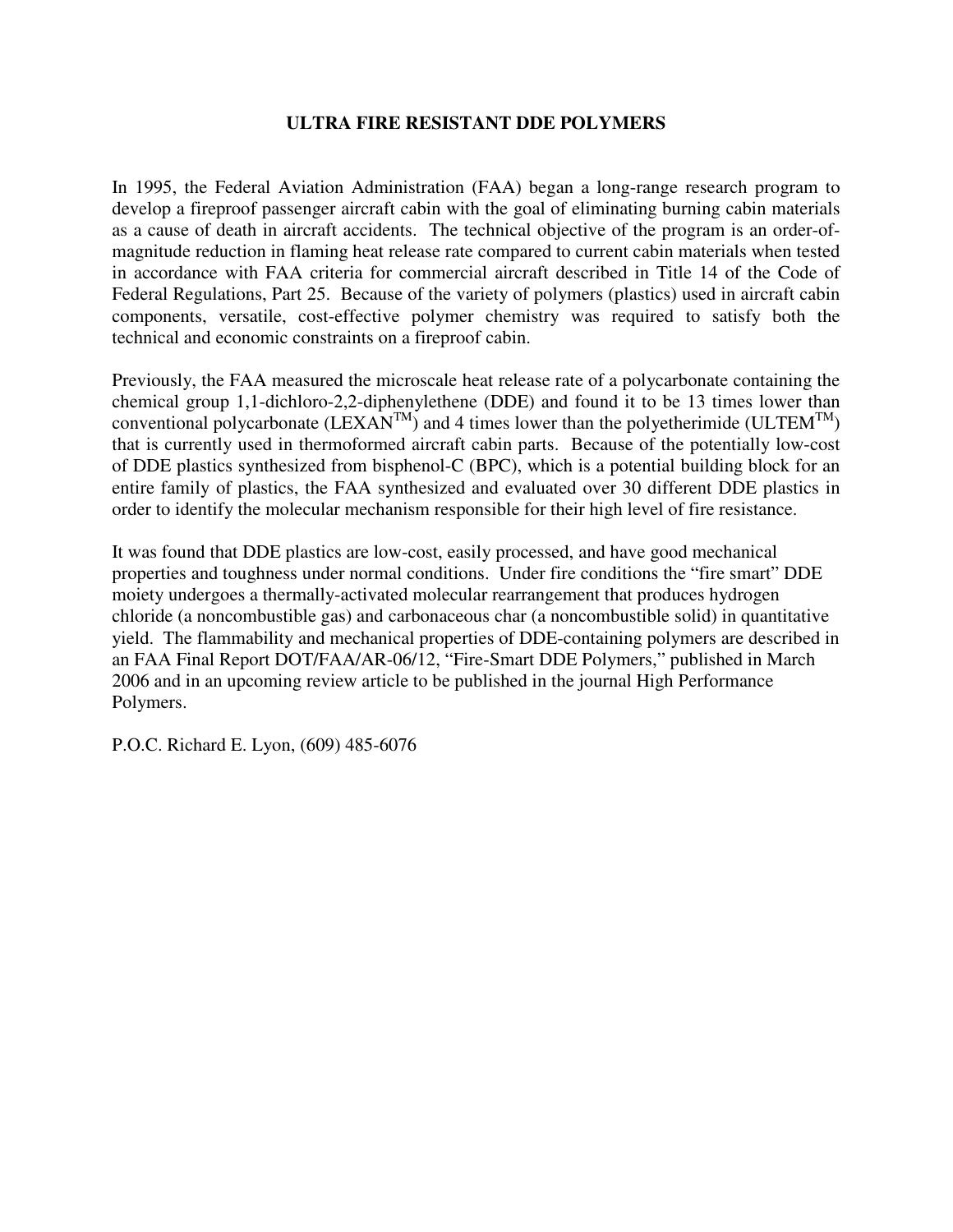# ULTRA FIRE RESISTANT DDE POLYMERS

In 1995, the Federal Aviation Administration (FAA) began a long-range research program to develop a fireproof passenger aircraft cabin with the goal of eliminating burning cabin materials as a cause of death in aircraft accidents. The technical objective of the program is an order-of-magnitude reduction in flaming heat release rate compared to current cabin materials when tested in accordance with FAA criteria for commercial aircraft described in Title 14 of the Code of Federal Regulations, Part 25. Because of the variety of polymers (plastics) used in aircraft cabin components, versatile, cost-effective polymer chemistry was required to satisfy both the technical and economic constraints on a fireproof cabin.

Previously, the FAA measured the microscale heat release rate of a polycarbonate containing the chemical group 1,1-dichloro-2,2-diphenylethene (DDE) and found it to be 13 times lower than conventional polycarbonate (LEXAN™) and 4 times lower than the polyetherimide (ULTEM™) that is currently used in thermoformed aircraft cabin parts. Because of the potentially low-cost of DDE plastics synthesized from bisphenol-C (BPC), which is a potential building block for an entire family of plastics, the FAA synthesized and evaluated over 30 different DDE plastics in order to identify the molecular mechanism responsible for their high level of fire resistance.

It was found that DDE plastics are low-cost, easily processed, and have good mechanical properties and toughness under normal conditions. Under fire conditions the "fire smart" DDE moiety undergoes a thermally-activated molecular rearrangement that produces hydrogen chloride (a noncombustible gas) and carbonaceous char (a noncombustible solid) in quantitative yield. The flammability and mechanical properties of DDE-containing polymers are described in an FAA Final Report DOT/FAA/AR-06/12, "Fire-Smart DDE Polymers," published in March 2006 and in an upcoming review article to be published in the journal High Performance Polymers.

P.O.C. Richard E. Lyon, (609) 485-6076